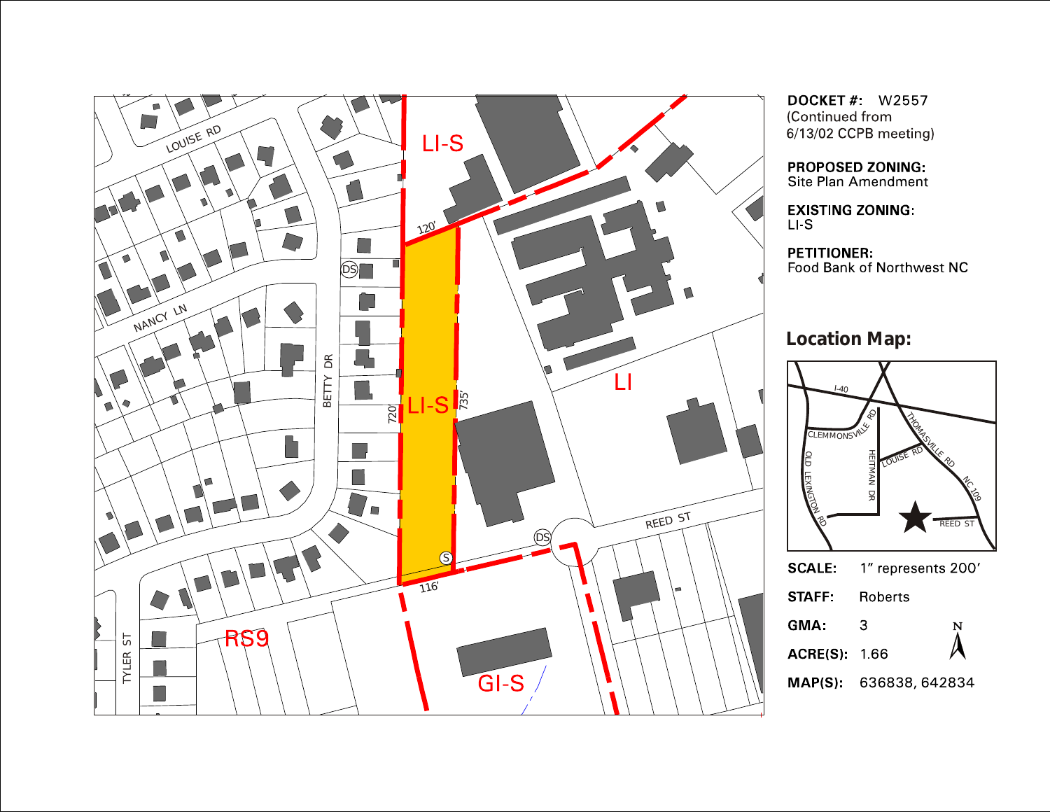LOUISE RD

NANCY LN

BETTY DR

TYLER ST

REED ST

LI-S

LI

RS9

GI-S

120'

720'

735'

116'

DS

S

**DOCKET #:** W2557
(Continued from 6/13/02 CCPB meeting)

**PROPOSED ZONING:**
Site Plan Amendment

**EXISTING ZONING:**
LI-S

**PETITIONER:**
Food Bank of Northwest NC

## Location Map:

I-40

CLEMMONSVILLE RD

OLD LEXINGTON RD

HEITMAN DR

LOUISE RD

THOMASVILLE RD

NC 109

REED ST

**SCALE:** 1" represents 200'

**STAFF:** Roberts

**GMA:** 3

**ACRE(S):** 1.66

**MAP(S):** 636838, 642834

N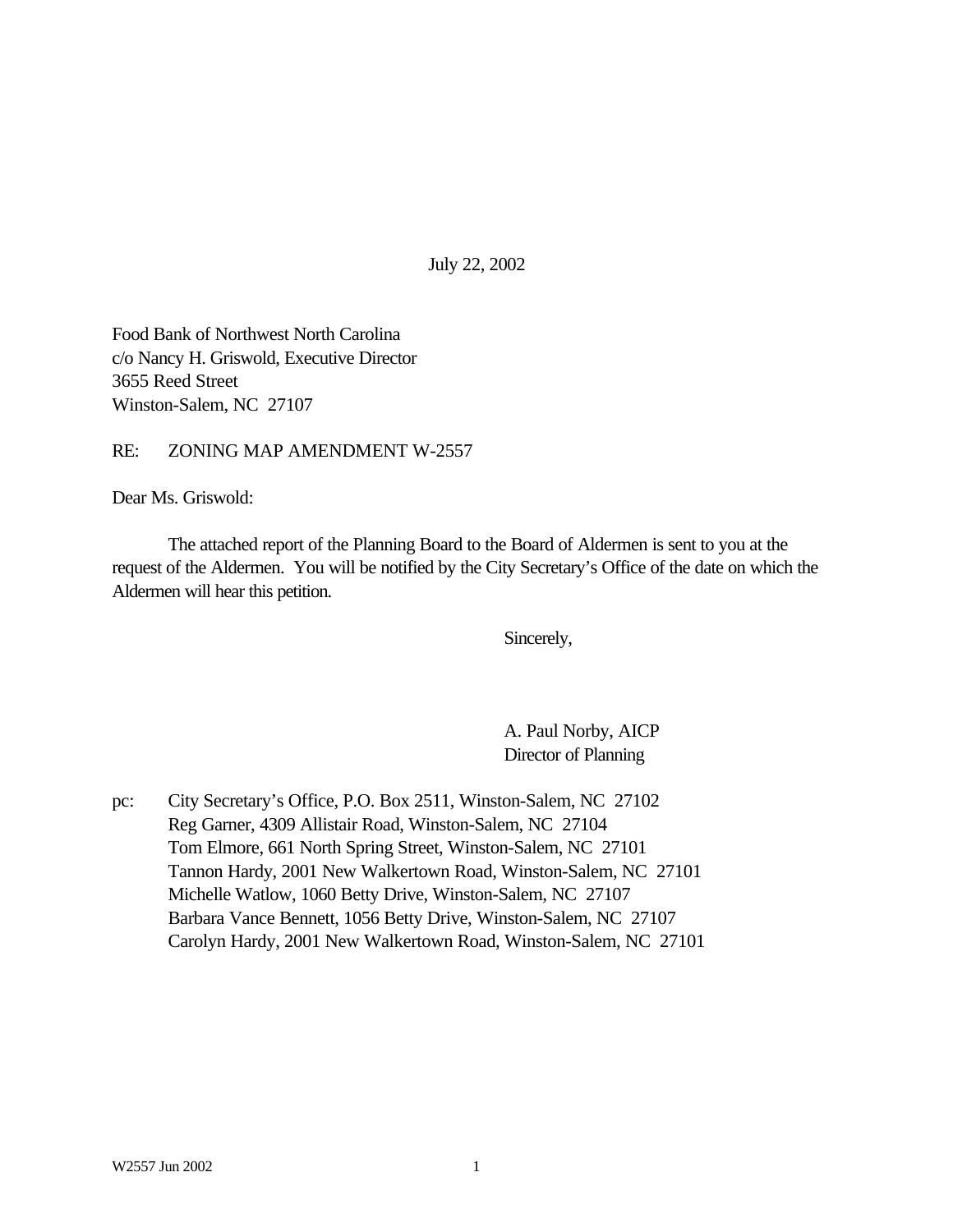July 22, 2002

Food Bank of Northwest North Carolina
c/o Nancy H. Griswold, Executive Director
3655 Reed Street
Winston-Salem, NC 27107

RE: ZONING MAP AMENDMENT W-2557

Dear Ms. Griswold:

The attached report of the Planning Board to the Board of Aldermen is sent to you at the request of the Aldermen. You will be notified by the City Secretary's Office of the date on which the Aldermen will hear this petition.

Sincerely,

A. Paul Norby, AICP
Director of Planning

pc: City Secretary's Office, P.O. Box 2511, Winston-Salem, NC 27102
Reg Garner, 4309 Allistair Road, Winston-Salem, NC 27104
Tom Elmore, 661 North Spring Street, Winston-Salem, NC 27101
Tannon Hardy, 2001 New Walkertown Road, Winston-Salem, NC 27101
Michelle Watlow, 1060 Betty Drive, Winston-Salem, NC 27107
Barbara Vance Bennett, 1056 Betty Drive, Winston-Salem, NC 27107
Carolyn Hardy, 2001 New Walkertown Road, Winston-Salem, NC 27101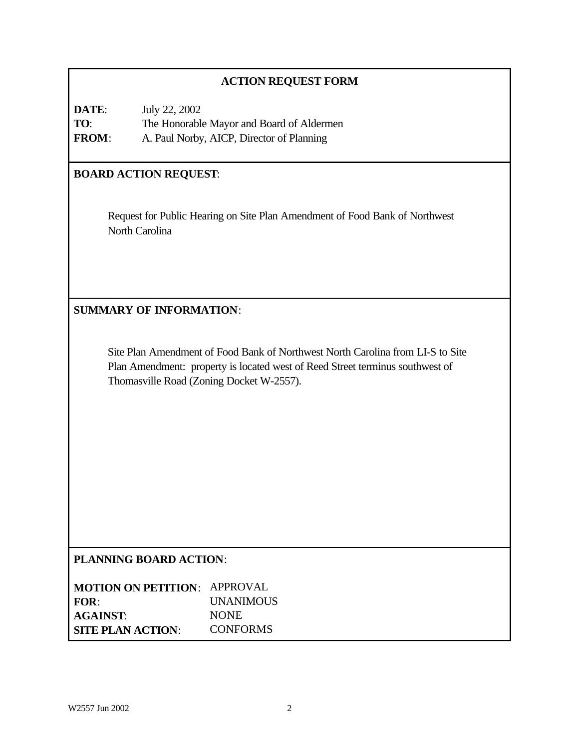## ACTION REQUEST FORM

**DATE**: July 22, 2002
**TO**: The Honorable Mayor and Board of Aldermen
**FROM**: A. Paul Norby, AICP, Director of Planning

**BOARD ACTION REQUEST**:

Request for Public Hearing on Site Plan Amendment of Food Bank of Northwest North Carolina

**SUMMARY OF INFORMATION**:

Site Plan Amendment of Food Bank of Northwest North Carolina from LI-S to Site Plan Amendment: property is located west of Reed Street terminus southwest of Thomasville Road (Zoning Docket W-2557).

**PLANNING BOARD ACTION**:

**MOTION ON PETITION**: APPROVAL
**FOR**: UNANIMOUS
**AGAINST**: NONE
**SITE PLAN ACTION**: CONFORMS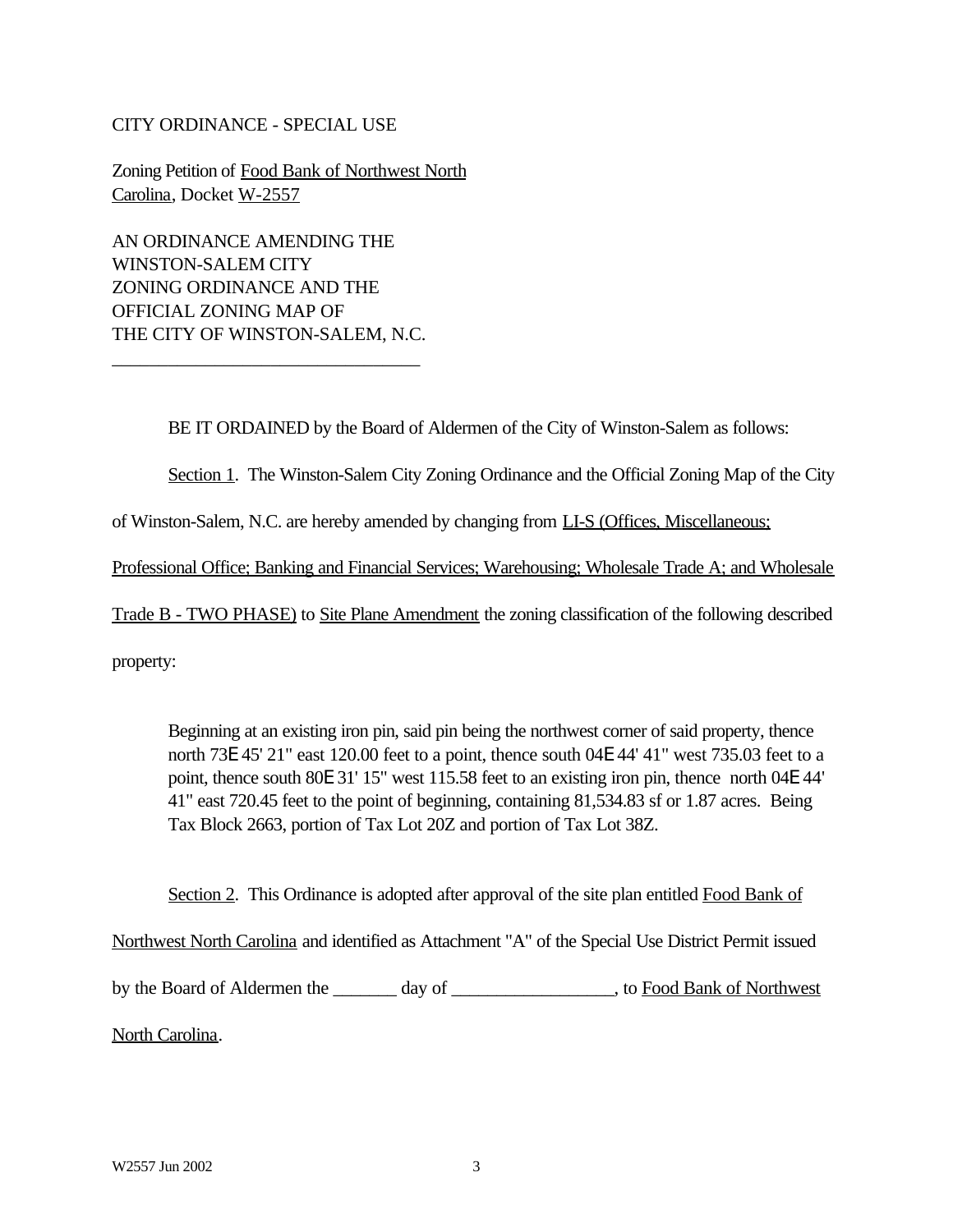CITY ORDINANCE - SPECIAL USE

Zoning Petition of <u>Food Bank of Northwest North Carolina</u>, Docket <u>W-2557</u>

AN ORDINANCE AMENDING THE
WINSTON-SALEM CITY
ZONING ORDINANCE AND THE
OFFICIAL ZONING MAP OF
THE CITY OF WINSTON-SALEM, N.C.

---

BE IT ORDAINED by the Board of Aldermen of the City of Winston-Salem as follows:

<u>Section 1</u>. The Winston-Salem City Zoning Ordinance and the Official Zoning Map of the City of Winston-Salem, N.C. are hereby amended by changing from <u>LI-S (Offices, Miscellaneous; Professional Office; Banking and Financial Services; Warehousing; Wholesale Trade A; and Wholesale Trade B - TWO PHASE)</u> to <u>Site Plane Amendment</u> the zoning classification of the following described property:

> Beginning at an existing iron pin, said pin being the northwest corner of said property, thence north 73E 45' 21" east 120.00 feet to a point, thence south 04E 44' 41" west 735.03 feet to a point, thence south 80E 31' 15" west 115.58 feet to an existing iron pin, thence north 04E 44' 41" east 720.45 feet to the point of beginning, containing 81,534.83 sf or 1.87 acres. Being Tax Block 2663, portion of Tax Lot 20Z and portion of Tax Lot 38Z.

<u>Section 2</u>. This Ordinance is adopted after approval of the site plan entitled <u>Food Bank of Northwest North Carolina</u> and identified as Attachment "A" of the Special Use District Permit issued by the Board of Aldermen the _______ day of _________________, to <u>Food Bank of Northwest North Carolina</u>.

W2557 Jun 2002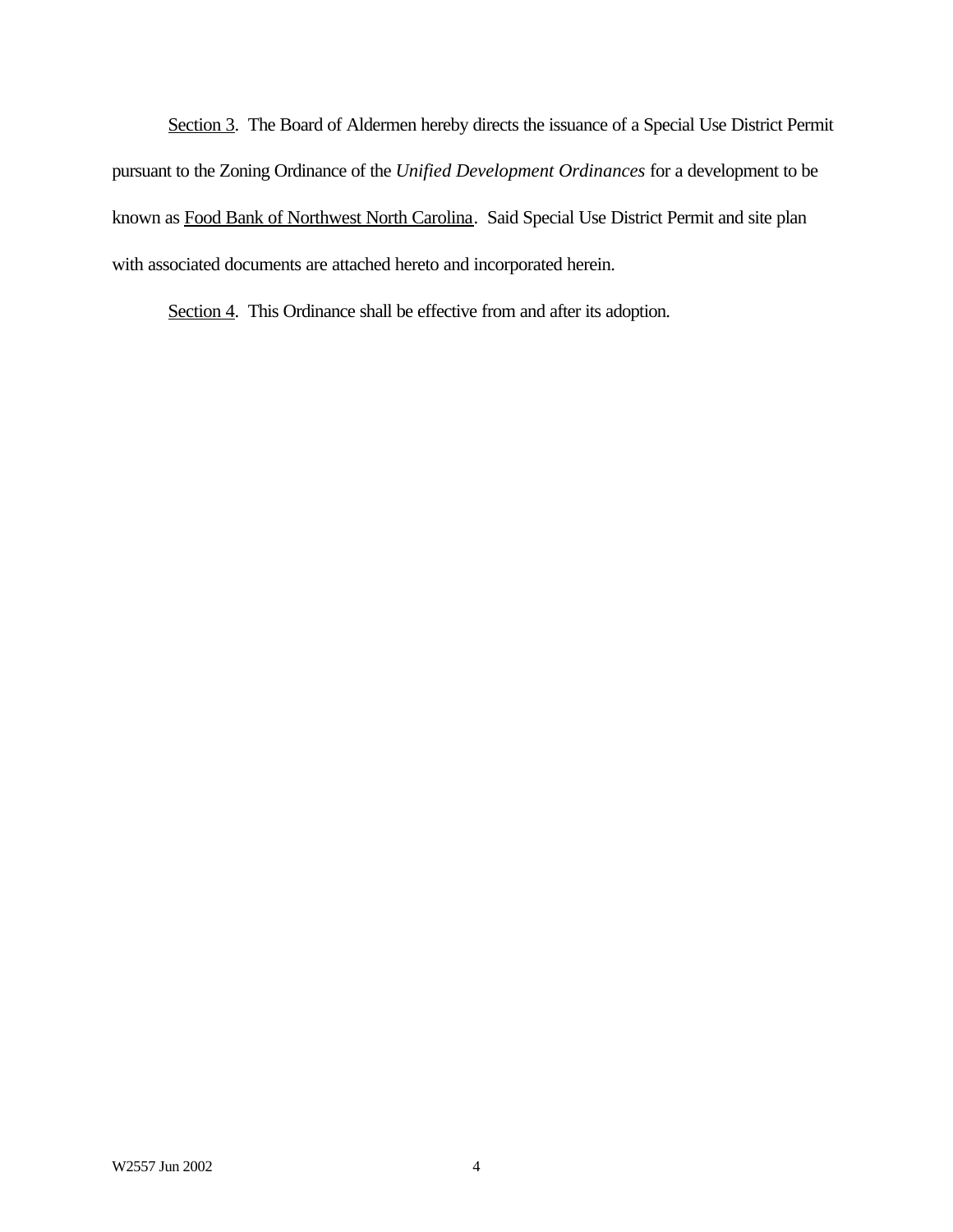Section 3. The Board of Aldermen hereby directs the issuance of a Special Use District Permit pursuant to the Zoning Ordinance of the *Unified Development Ordinances* for a development to be known as Food Bank of Northwest North Carolina. Said Special Use District Permit and site plan with associated documents are attached hereto and incorporated herein.

Section 4. This Ordinance shall be effective from and after its adoption.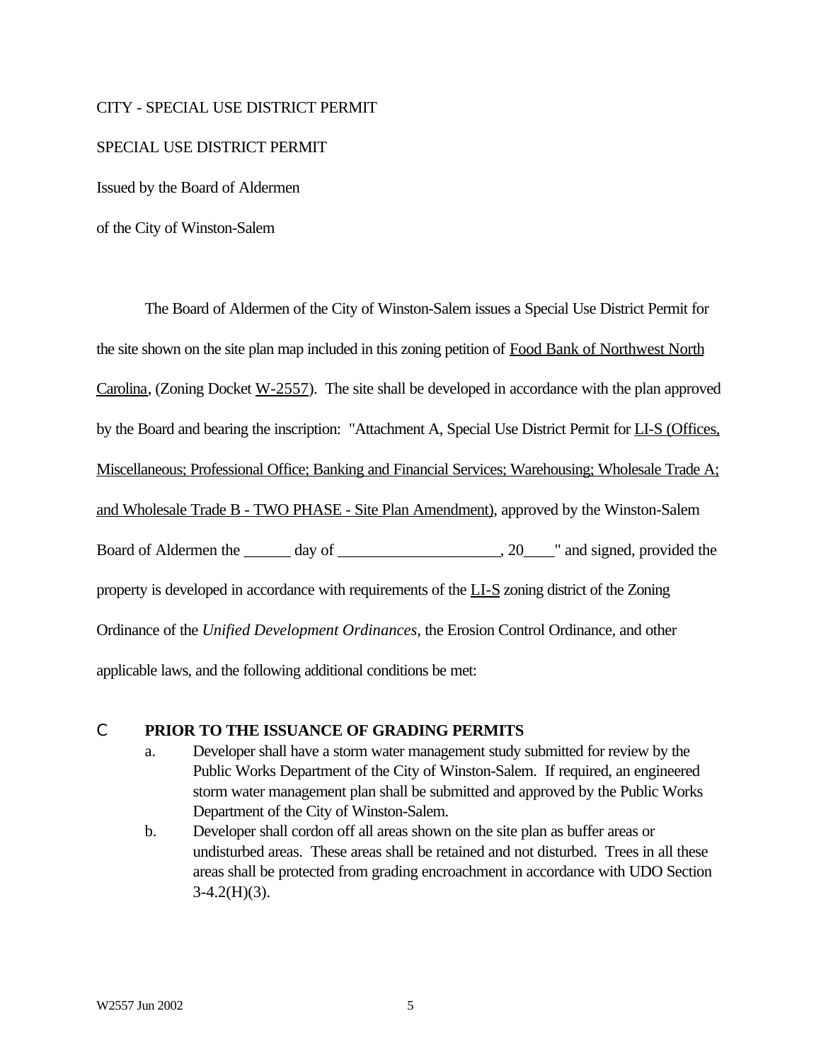CITY - SPECIAL USE DISTRICT PERMIT

SPECIAL USE DISTRICT PERMIT

Issued by the Board of Aldermen

of the City of Winston-Salem

The Board of Aldermen of the City of Winston-Salem issues a Special Use District Permit for the site shown on the site plan map included in this zoning petition of <u>Food Bank of Northwest North Carolina</u>, (Zoning Docket <u>W-2557</u>). The site shall be developed in accordance with the plan approved by the Board and bearing the inscription: "Attachment A, Special Use District Permit for <u>LI-S (Offices, Miscellaneous; Professional Office; Banking and Financial Services; Warehousing; Wholesale Trade A; and Wholesale Trade B - TWO PHASE - Site Plan Amendment)</u>, approved by the Winston-Salem Board of Aldermen the ______ day of ____________________, 20____" and signed, provided the property is developed in accordance with requirements of the <u>LI-S</u> zoning district of the Zoning Ordinance of the *Unified Development Ordinances*, the Erosion Control Ordinance, and other applicable laws, and the following additional conditions be met:

- **PRIOR TO THE ISSUANCE OF GRADING PERMITS**
  a. Developer shall have a storm water management study submitted for review by the Public Works Department of the City of Winston-Salem. If required, an engineered storm water management plan shall be submitted and approved by the Public Works Department of the City of Winston-Salem.
  b. Developer shall cordon off all areas shown on the site plan as buffer areas or undisturbed areas. These areas shall be retained and not disturbed. Trees in all these areas shall be protected from grading encroachment in accordance with UDO Section 3-4.2(H)(3).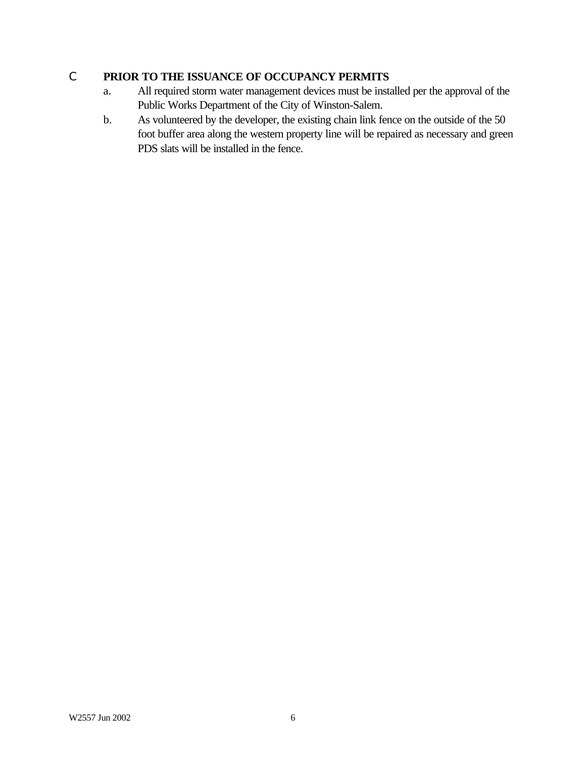C **PRIOR TO THE ISSUANCE OF OCCUPANCY PERMITS**

a. All required storm water management devices must be installed per the approval of the Public Works Department of the City of Winston-Salem.

b. As volunteered by the developer, the existing chain link fence on the outside of the 50 foot buffer area along the western property line will be repaired as necessary and green PDS slats will be installed in the fence.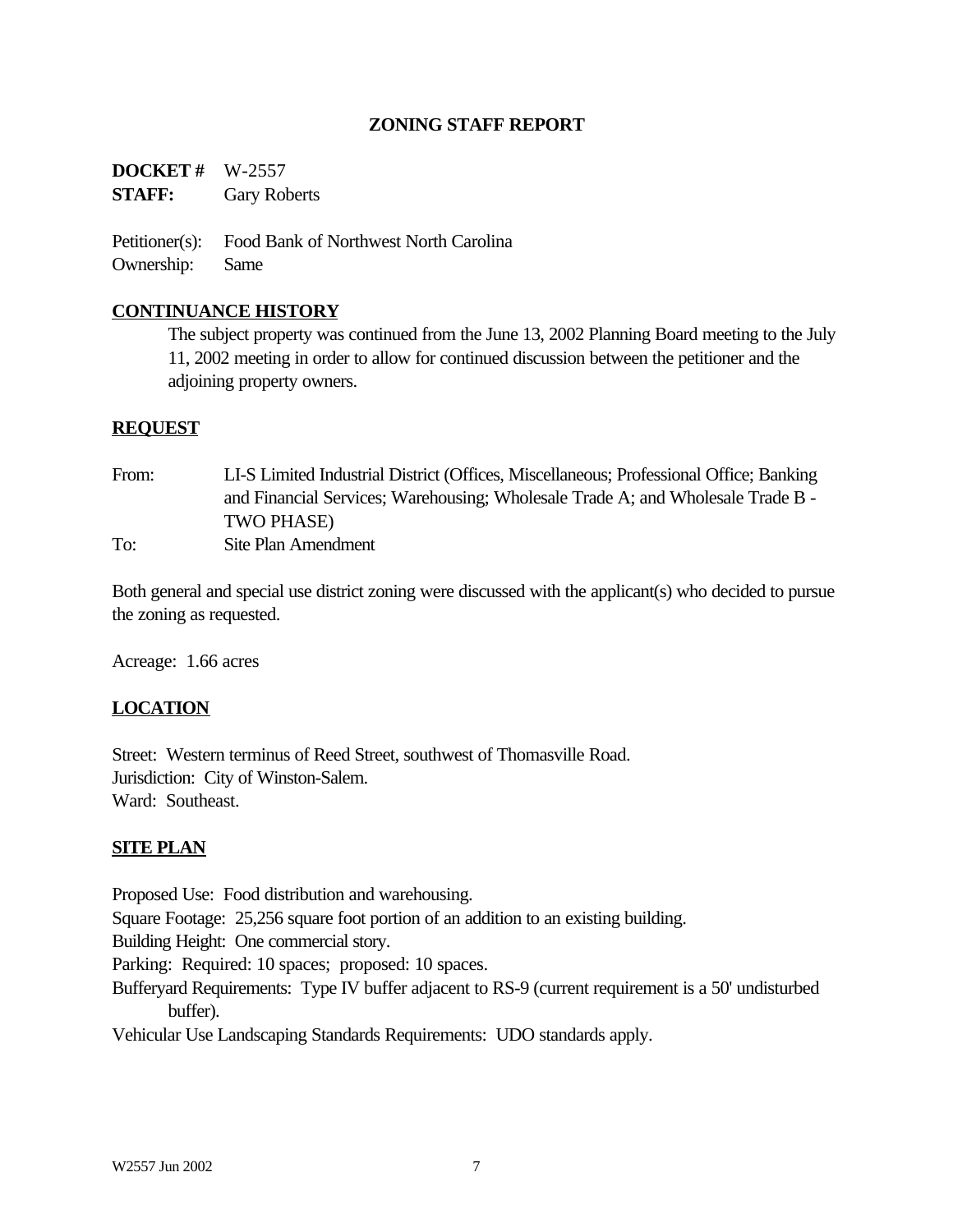# ZONING STAFF REPORT

**DOCKET #** W-2557
**STAFF:** Gary Roberts

Petitioner(s): Food Bank of Northwest North Carolina
Ownership: Same

## CONTINUANCE HISTORY

The subject property was continued from the June 13, 2002 Planning Board meeting to the July 11, 2002 meeting in order to allow for continued discussion between the petitioner and the adjoining property owners.

## REQUEST

From: LI-S Limited Industrial District (Offices, Miscellaneous; Professional Office; Banking and Financial Services; Warehousing; Wholesale Trade A; and Wholesale Trade B - TWO PHASE)

To: Site Plan Amendment

Both general and special use district zoning were discussed with the applicant(s) who decided to pursue the zoning as requested.

Acreage: 1.66 acres

## LOCATION

Street: Western terminus of Reed Street, southwest of Thomasville Road.
Jurisdiction: City of Winston-Salem.
Ward: Southeast.

## SITE PLAN

Proposed Use: Food distribution and warehousing.
Square Footage: 25,256 square foot portion of an addition to an existing building.
Building Height: One commercial story.
Parking: Required: 10 spaces; proposed: 10 spaces.
Bufferyard Requirements: Type IV buffer adjacent to RS-9 (current requirement is a 50' undisturbed buffer).
Vehicular Use Landscaping Standards Requirements: UDO standards apply.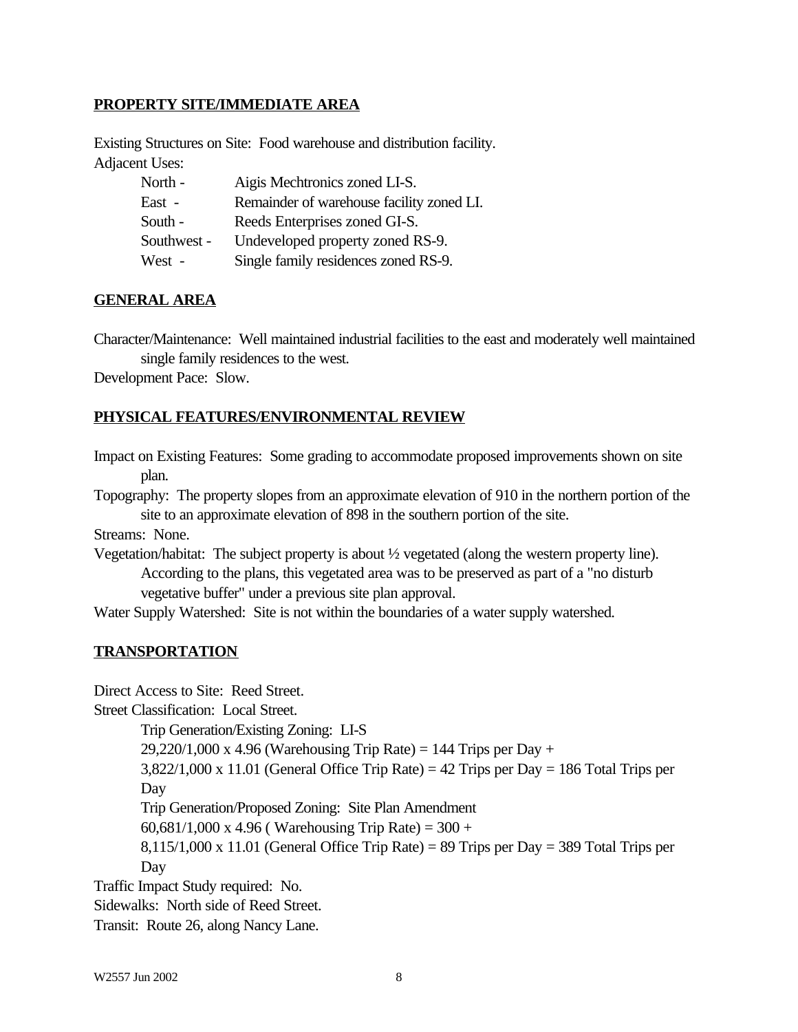## PROPERTY SITE/IMMEDIATE AREA

Existing Structures on Site: Food warehouse and distribution facility.

Adjacent Uses:

| | |
|---|---|
| North - | Aigis Mechtronics zoned LI-S. |
| East - | Remainder of warehouse facility zoned LI. |
| South - | Reeds Enterprises zoned GI-S. |
| Southwest - | Undeveloped property zoned RS-9. |
| West - | Single family residences zoned RS-9. |

## GENERAL AREA

Character/Maintenance: Well maintained industrial facilities to the east and moderately well maintained single family residences to the west.

Development Pace: Slow.

## PHYSICAL FEATURES/ENVIRONMENTAL REVIEW

Impact on Existing Features: Some grading to accommodate proposed improvements shown on site plan.

Topography: The property slopes from an approximate elevation of 910 in the northern portion of the site to an approximate elevation of 898 in the southern portion of the site.

Streams: None.

Vegetation/habitat: The subject property is about ½ vegetated (along the western property line). According to the plans, this vegetated area was to be preserved as part of a "no disturb vegetative buffer" under a previous site plan approval.

Water Supply Watershed: Site is not within the boundaries of a water supply watershed.

## TRANSPORTATION

Direct Access to Site: Reed Street.

Street Classification: Local Street.

Trip Generation/Existing Zoning: LI-S
29,220/1,000 x 4.96 (Warehousing Trip Rate) = 144 Trips per Day +
3,822/1,000 x 11.01 (General Office Trip Rate) = 42 Trips per Day = 186 Total Trips per Day

Trip Generation/Proposed Zoning: Site Plan Amendment
60,681/1,000 x 4.96 ( Warehousing Trip Rate) = 300 +
8,115/1,000 x 11.01 (General Office Trip Rate) = 89 Trips per Day = 389 Total Trips per Day

Traffic Impact Study required: No.

Sidewalks: North side of Reed Street.

Transit: Route 26, along Nancy Lane.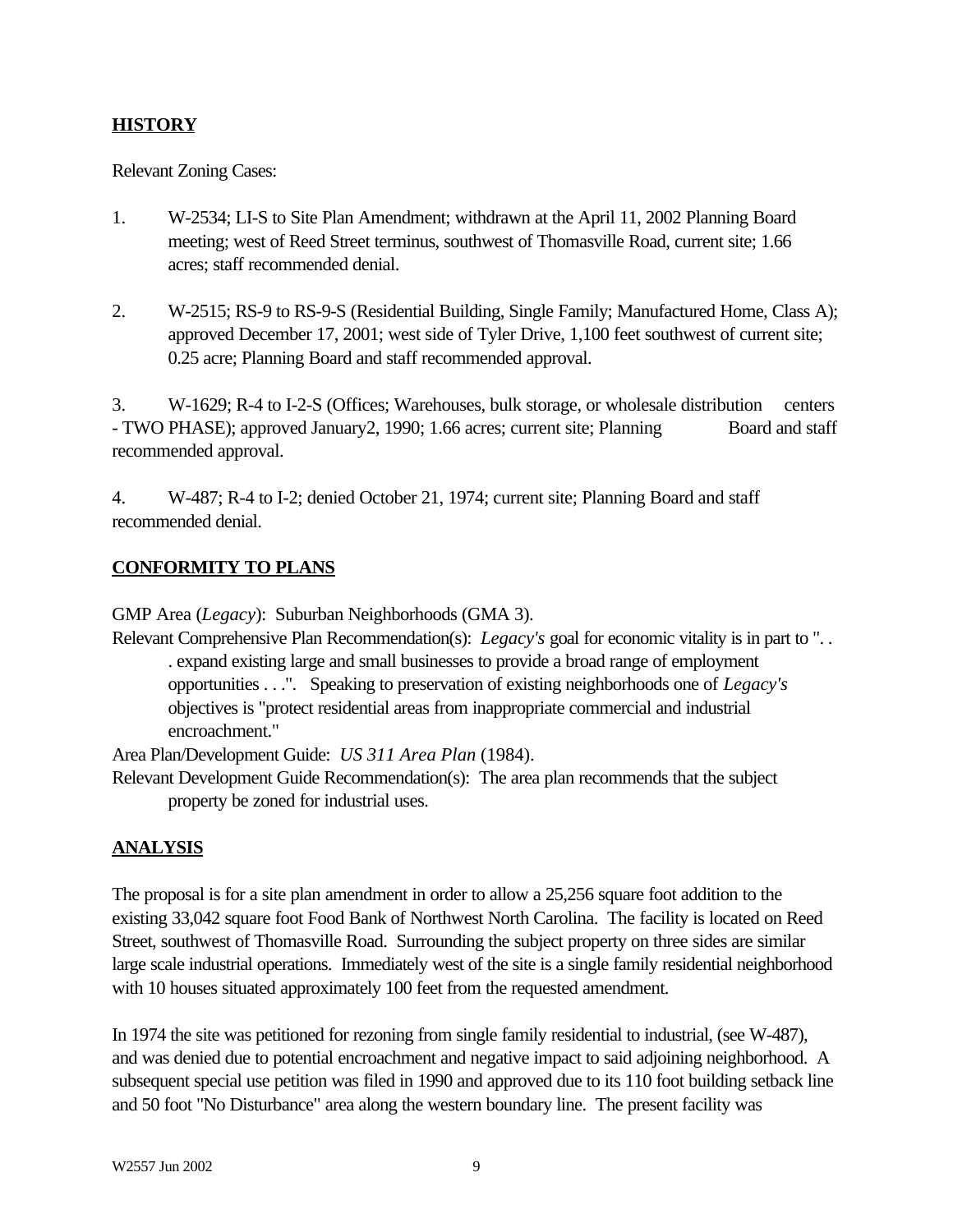## HISTORY

Relevant Zoning Cases:

1. W-2534; LI-S to Site Plan Amendment; withdrawn at the April 11, 2002 Planning Board meeting; west of Reed Street terminus, southwest of Thomasville Road, current site; 1.66 acres; staff recommended denial.

2. W-2515; RS-9 to RS-9-S (Residential Building, Single Family; Manufactured Home, Class A); approved December 17, 2001; west side of Tyler Drive, 1,100 feet southwest of current site; 0.25 acre; Planning Board and staff recommended approval.

3. W-1629; R-4 to I-2-S (Offices; Warehouses, bulk storage, or wholesale distribution centers - TWO PHASE); approved January2, 1990; 1.66 acres; current site; Planning Board and staff recommended approval.

4. W-487; R-4 to I-2; denied October 21, 1974; current site; Planning Board and staff recommended denial.

## CONFORMITY TO PLANS

GMP Area (*Legacy*): Suburban Neighborhoods (GMA 3).

Relevant Comprehensive Plan Recommendation(s): *Legacy's* goal for economic vitality is in part to ". . . expand existing large and small businesses to provide a broad range of employment opportunities . . .". Speaking to preservation of existing neighborhoods one of *Legacy's* objectives is "protect residential areas from inappropriate commercial and industrial encroachment."

Area Plan/Development Guide: *US 311 Area Plan* (1984).

Relevant Development Guide Recommendation(s): The area plan recommends that the subject property be zoned for industrial uses.

## ANALYSIS

The proposal is for a site plan amendment in order to allow a 25,256 square foot addition to the existing 33,042 square foot Food Bank of Northwest North Carolina. The facility is located on Reed Street, southwest of Thomasville Road. Surrounding the subject property on three sides are similar large scale industrial operations. Immediately west of the site is a single family residential neighborhood with 10 houses situated approximately 100 feet from the requested amendment.

In 1974 the site was petitioned for rezoning from single family residential to industrial, (see W-487), and was denied due to potential encroachment and negative impact to said adjoining neighborhood. A subsequent special use petition was filed in 1990 and approved due to its 110 foot building setback line and 50 foot "No Disturbance" area along the western boundary line. The present facility was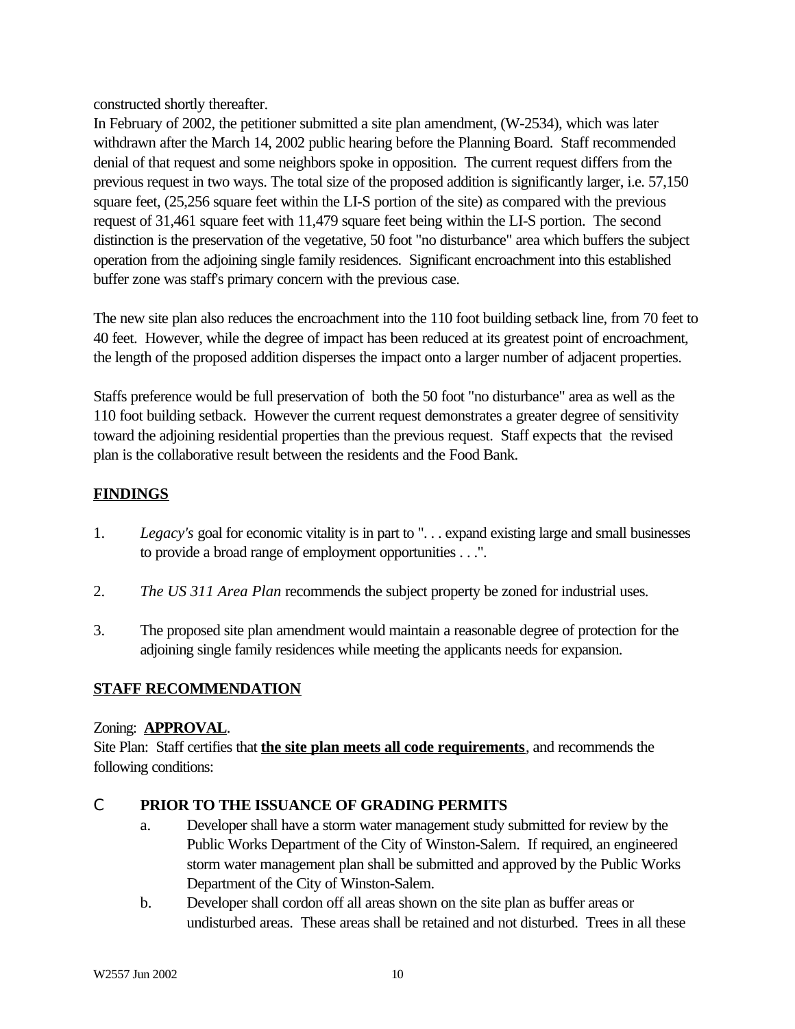constructed shortly thereafter.

In February of 2002, the petitioner submitted a site plan amendment, (W-2534), which was later withdrawn after the March 14, 2002 public hearing before the Planning Board. Staff recommended denial of that request and some neighbors spoke in opposition. The current request differs from the previous request in two ways. The total size of the proposed addition is significantly larger, i.e. 57,150 square feet, (25,256 square feet within the LI-S portion of the site) as compared with the previous request of 31,461 square feet with 11,479 square feet being within the LI-S portion. The second distinction is the preservation of the vegetative, 50 foot "no disturbance" area which buffers the subject operation from the adjoining single family residences. Significant encroachment into this established buffer zone was staff's primary concern with the previous case.

The new site plan also reduces the encroachment into the 110 foot building setback line, from 70 feet to 40 feet. However, while the degree of impact has been reduced at its greatest point of encroachment, the length of the proposed addition disperses the impact onto a larger number of adjacent properties.

Staffs preference would be full preservation of both the 50 foot "no disturbance" area as well as the 110 foot building setback. However the current request demonstrates a greater degree of sensitivity toward the adjoining residential properties than the previous request. Staff expects that the revised plan is the collaborative result between the residents and the Food Bank.

## FINDINGS

1. *Legacy's* goal for economic vitality is in part to ". . . expand existing large and small businesses to provide a broad range of employment opportunities . . .".
2. *The US 311 Area Plan* recommends the subject property be zoned for industrial uses.
3. The proposed site plan amendment would maintain a reasonable degree of protection for the adjoining single family residences while meeting the applicants needs for expansion.

## STAFF RECOMMENDATION

Zoning: **APPROVAL**.

Site Plan: Staff certifies that **the site plan meets all code requirements**, and recommends the following conditions:

- **PRIOR TO THE ISSUANCE OF GRADING PERMITS**
  a. Developer shall have a storm water management study submitted for review by the Public Works Department of the City of Winston-Salem. If required, an engineered storm water management plan shall be submitted and approved by the Public Works Department of the City of Winston-Salem.
  b. Developer shall cordon off all areas shown on the site plan as buffer areas or undisturbed areas. These areas shall be retained and not disturbed. Trees in all these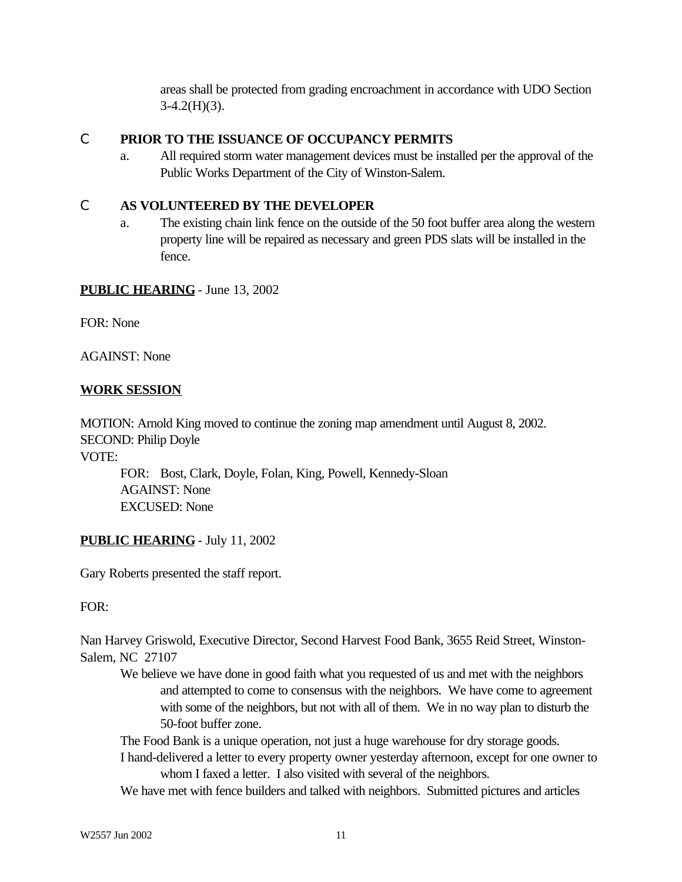areas shall be protected from grading encroachment in accordance with UDO Section 3-4.2(H)(3).

- **PRIOR TO THE ISSUANCE OF OCCUPANCY PERMITS**
  - a. All required storm water management devices must be installed per the approval of the Public Works Department of the City of Winston-Salem.

- **AS VOLUNTEERED BY THE DEVELOPER**
  - a. The existing chain link fence on the outside of the 50 foot buffer area along the western property line will be repaired as necessary and green PDS slats will be installed in the fence.

**PUBLIC HEARING** - June 13, 2002

FOR: None

AGAINST: None

**WORK SESSION**

MOTION: Arnold King moved to continue the zoning map amendment until August 8, 2002.
SECOND: Philip Doyle
VOTE:

FOR: Bost, Clark, Doyle, Folan, King, Powell, Kennedy-Sloan
AGAINST: None
EXCUSED: None

**PUBLIC HEARING** - July 11, 2002

Gary Roberts presented the staff report.

FOR:

Nan Harvey Griswold, Executive Director, Second Harvest Food Bank, 3655 Reid Street, Winston-Salem, NC 27107

- We believe we have done in good faith what you requested of us and met with the neighbors and attempted to come to consensus with the neighbors. We have come to agreement with some of the neighbors, but not with all of them. We in no way plan to disturb the 50-foot buffer zone.
- The Food Bank is a unique operation, not just a huge warehouse for dry storage goods.
- I hand-delivered a letter to every property owner yesterday afternoon, except for one owner to whom I faxed a letter. I also visited with several of the neighbors.
- We have met with fence builders and talked with neighbors. Submitted pictures and articles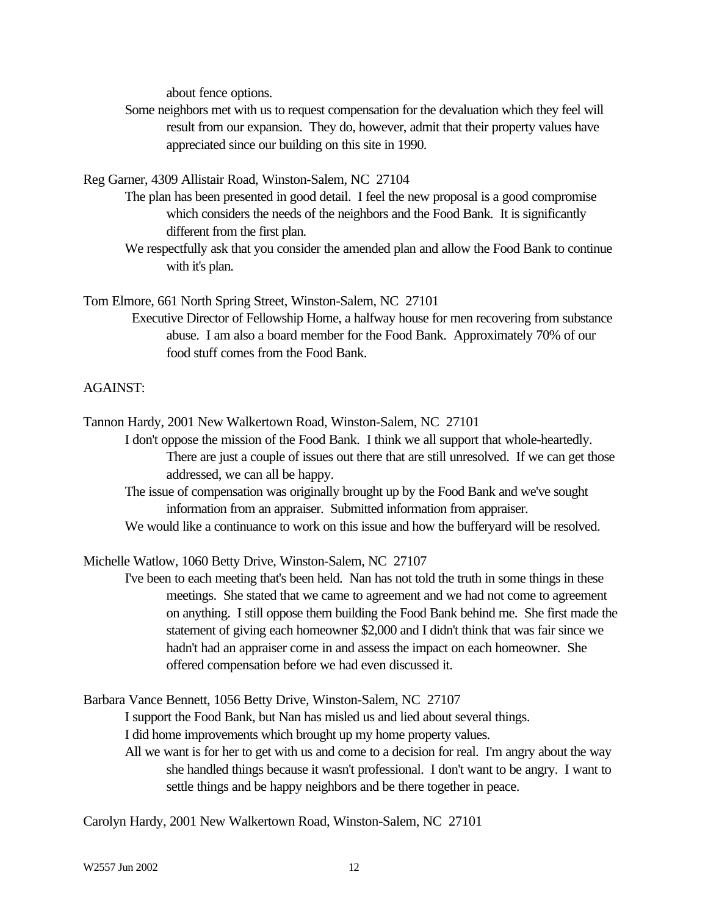about fence options.

Some neighbors met with us to request compensation for the devaluation which they feel will result from our expansion. They do, however, admit that their property values have appreciated since our building on this site in 1990.

Reg Garner, 4309 Allistair Road, Winston-Salem, NC 27104

The plan has been presented in good detail. I feel the new proposal is a good compromise which considers the needs of the neighbors and the Food Bank. It is significantly different from the first plan.

We respectfully ask that you consider the amended plan and allow the Food Bank to continue with it's plan.

Tom Elmore, 661 North Spring Street, Winston-Salem, NC 27101

Executive Director of Fellowship Home, a halfway house for men recovering from substance abuse. I am also a board member for the Food Bank. Approximately 70% of our food stuff comes from the Food Bank.

AGAINST:

Tannon Hardy, 2001 New Walkertown Road, Winston-Salem, NC 27101

I don't oppose the mission of the Food Bank. I think we all support that whole-heartedly. There are just a couple of issues out there that are still unresolved. If we can get those addressed, we can all be happy.

The issue of compensation was originally brought up by the Food Bank and we've sought information from an appraiser. Submitted information from appraiser.

We would like a continuance to work on this issue and how the bufferyard will be resolved.

Michelle Watlow, 1060 Betty Drive, Winston-Salem, NC 27107

I've been to each meeting that's been held. Nan has not told the truth in some things in these meetings. She stated that we came to agreement and we had not come to agreement on anything. I still oppose them building the Food Bank behind me. She first made the statement of giving each homeowner $2,000 and I didn't think that was fair since we hadn't had an appraiser come in and assess the impact on each homeowner. She offered compensation before we had even discussed it.

Barbara Vance Bennett, 1056 Betty Drive, Winston-Salem, NC 27107

I support the Food Bank, but Nan has misled us and lied about several things.

I did home improvements which brought up my home property values.

All we want is for her to get with us and come to a decision for real. I'm angry about the way she handled things because it wasn't professional. I don't want to be angry. I want to settle things and be happy neighbors and be there together in peace.

Carolyn Hardy, 2001 New Walkertown Road, Winston-Salem, NC 27101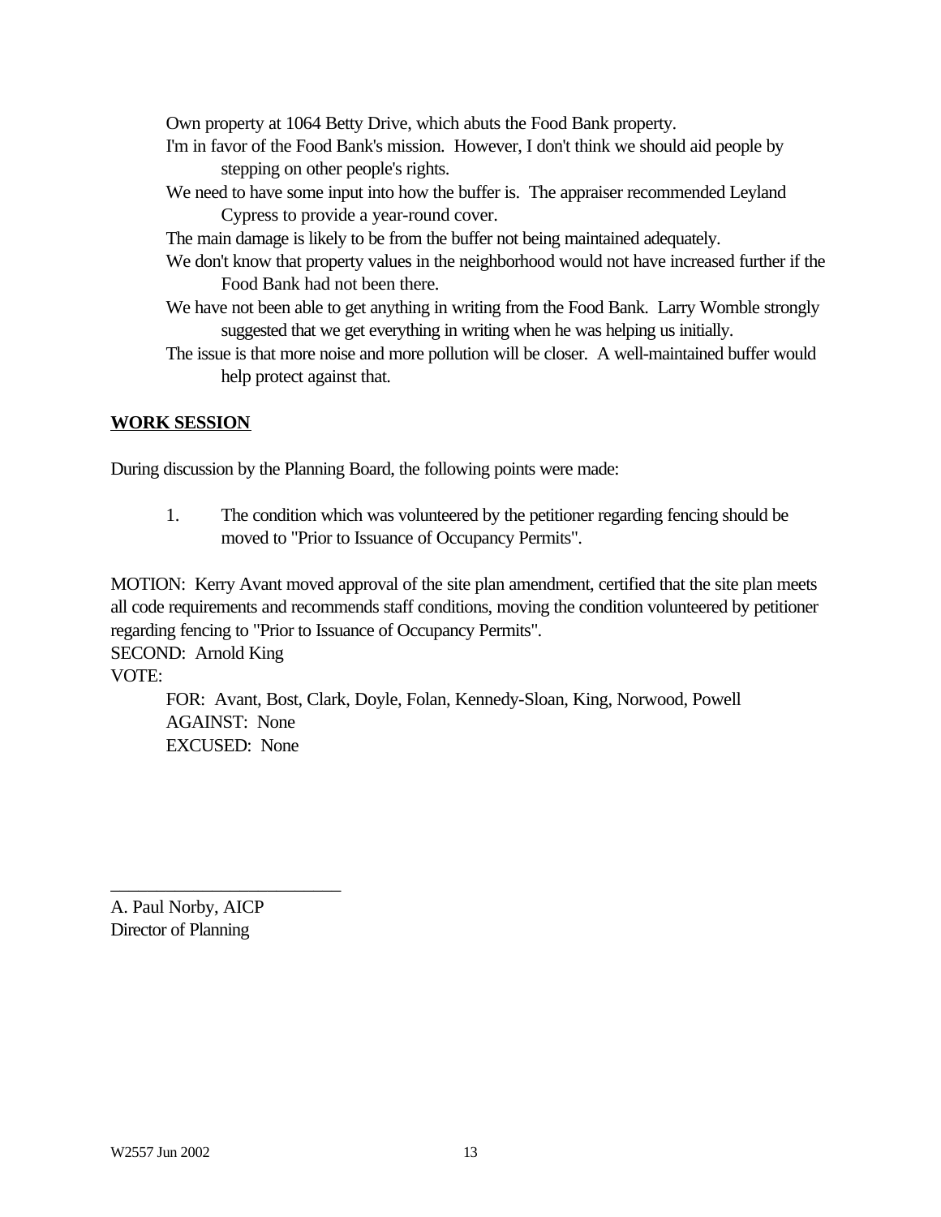Own property at 1064 Betty Drive, which abuts the Food Bank property.

I'm in favor of the Food Bank's mission. However, I don't think we should aid people by stepping on other people's rights.

We need to have some input into how the buffer is. The appraiser recommended Leyland Cypress to provide a year-round cover.

The main damage is likely to be from the buffer not being maintained adequately.

We don't know that property values in the neighborhood would not have increased further if the Food Bank had not been there.

We have not been able to get anything in writing from the Food Bank. Larry Womble strongly suggested that we get everything in writing when he was helping us initially.

The issue is that more noise and more pollution will be closer. A well-maintained buffer would help protect against that.

**WORK SESSION**

During discussion by the Planning Board, the following points were made:

1. The condition which was volunteered by the petitioner regarding fencing should be moved to "Prior to Issuance of Occupancy Permits".

MOTION: Kerry Avant moved approval of the site plan amendment, certified that the site plan meets all code requirements and recommends staff conditions, moving the condition volunteered by petitioner regarding fencing to "Prior to Issuance of Occupancy Permits".

SECOND: Arnold King

VOTE:

FOR: Avant, Bost, Clark, Doyle, Folan, Kennedy-Sloan, King, Norwood, Powell

AGAINST: None

EXCUSED: None

\_\_\_\_\_\_\_\_\_\_\_\_\_\_\_\_\_\_\_\_\_\_\_\_\_\_

A. Paul Norby, AICP
Director of Planning